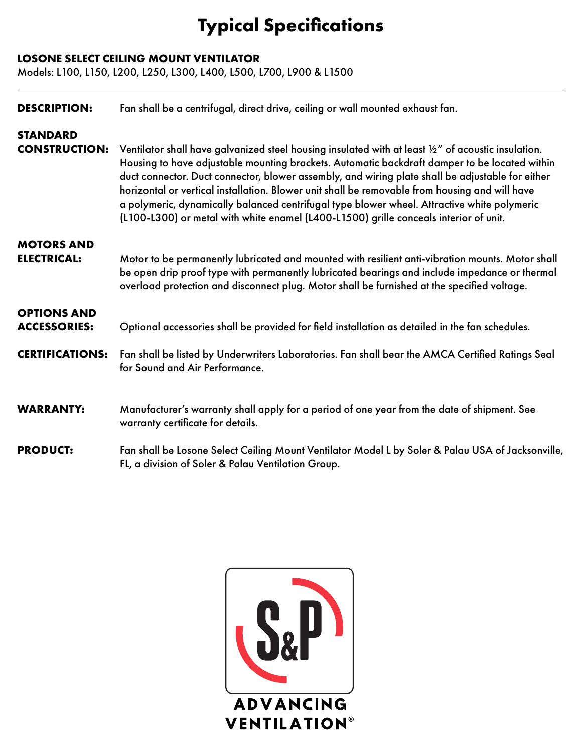# Typical Specifications

**LOSONE SELECT CEILING MOUNT VENTILATOR**

Models: L100, L150, L200, L250, L300, L400, L500, L700, L900 & L1500

---

**DESCRIPTION:** Fan shall be a centrifugal, direct drive, ceiling or wall mounted exhaust fan.

**STANDARD CONSTRUCTION:** Ventilator shall have galvanized steel housing insulated with at least ½" of acoustic insulation. Housing to have adjustable mounting brackets. Automatic backdraft damper to be located within duct connector. Duct connector, blower assembly, and wiring plate shall be adjustable for either horizontal or vertical installation. Blower unit shall be removable from housing and will have a polymeric, dynamically balanced centrifugal type blower wheel. Attractive white polymeric (L100-L300) or metal with white enamel (L400-L1500) grille conceals interior of unit.

**MOTORS AND ELECTRICAL:** Motor to be permanently lubricated and mounted with resilient anti-vibration mounts. Motor shall be open drip proof type with permanently lubricated bearings and include impedance or thermal overload protection and disconnect plug. Motor shall be furnished at the specified voltage.

**OPTIONS AND ACCESSORIES:** Optional accessories shall be provided for field installation as detailed in the fan schedules.

**CERTIFICATIONS:** Fan shall be listed by Underwriters Laboratories. Fan shall bear the AMCA Certified Ratings Seal for Sound and Air Performance.

**WARRANTY:** Manufacturer's warranty shall apply for a period of one year from the date of shipment. See warranty certificate for details.

**PRODUCT:** Fan shall be Losone Select Ceiling Mount Ventilator Model L by Soler & Palau USA of Jacksonville, FL, a division of Soler & Palau Ventilation Group.

S&P

ADVANCING VENTILATION®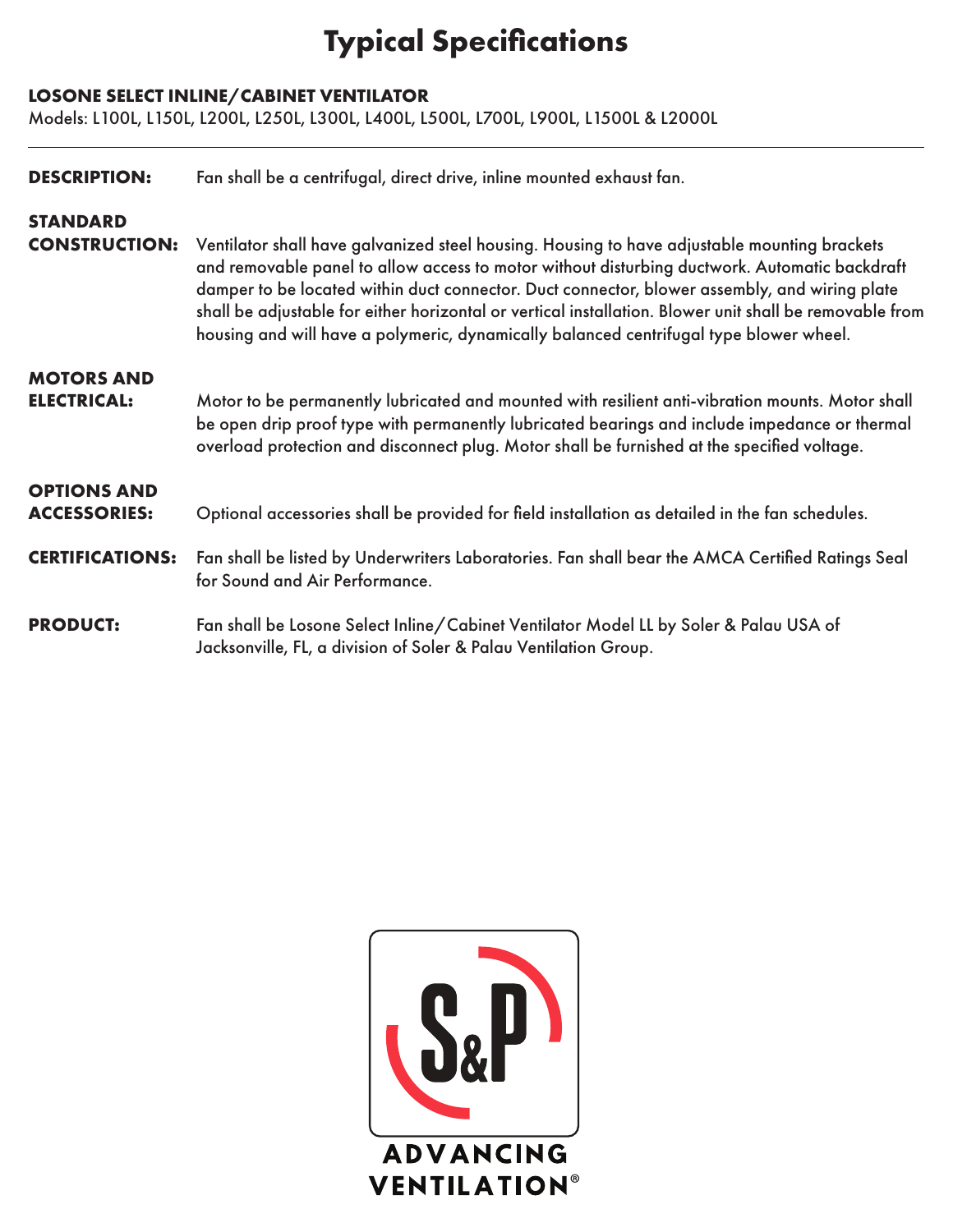# Typical Specifications

**LOSONE SELECT INLINE/CABINET VENTILATOR**
Models: L100L, L150L, L200L, L250L, L300L, L400L, L500L, L700L, L900L, L1500L & L2000L

---

**DESCRIPTION:** Fan shall be a centrifugal, direct drive, inline mounted exhaust fan.

**STANDARD CONSTRUCTION:** Ventilator shall have galvanized steel housing. Housing to have adjustable mounting brackets and removable panel to allow access to motor without disturbing ductwork. Automatic backdraft damper to be located within duct connector. Duct connector, blower assembly, and wiring plate shall be adjustable for either horizontal or vertical installation. Blower unit shall be removable from housing and will have a polymeric, dynamically balanced centrifugal type blower wheel.

**MOTORS AND ELECTRICAL:** Motor to be permanently lubricated and mounted with resilient anti-vibration mounts. Motor shall be open drip proof type with permanently lubricated bearings and include impedance or thermal overload protection and disconnect plug. Motor shall be furnished at the specified voltage.

**OPTIONS AND ACCESSORIES:** Optional accessories shall be provided for field installation as detailed in the fan schedules.

**CERTIFICATIONS:** Fan shall be listed by Underwriters Laboratories. Fan shall bear the AMCA Certified Ratings Seal for Sound and Air Performance.

**PRODUCT:** Fan shall be Losone Select Inline/Cabinet Ventilator Model LL by Soler & Palau USA of Jacksonville, FL, a division of Soler & Palau Ventilation Group.

S&P

ADVANCING VENTILATION®